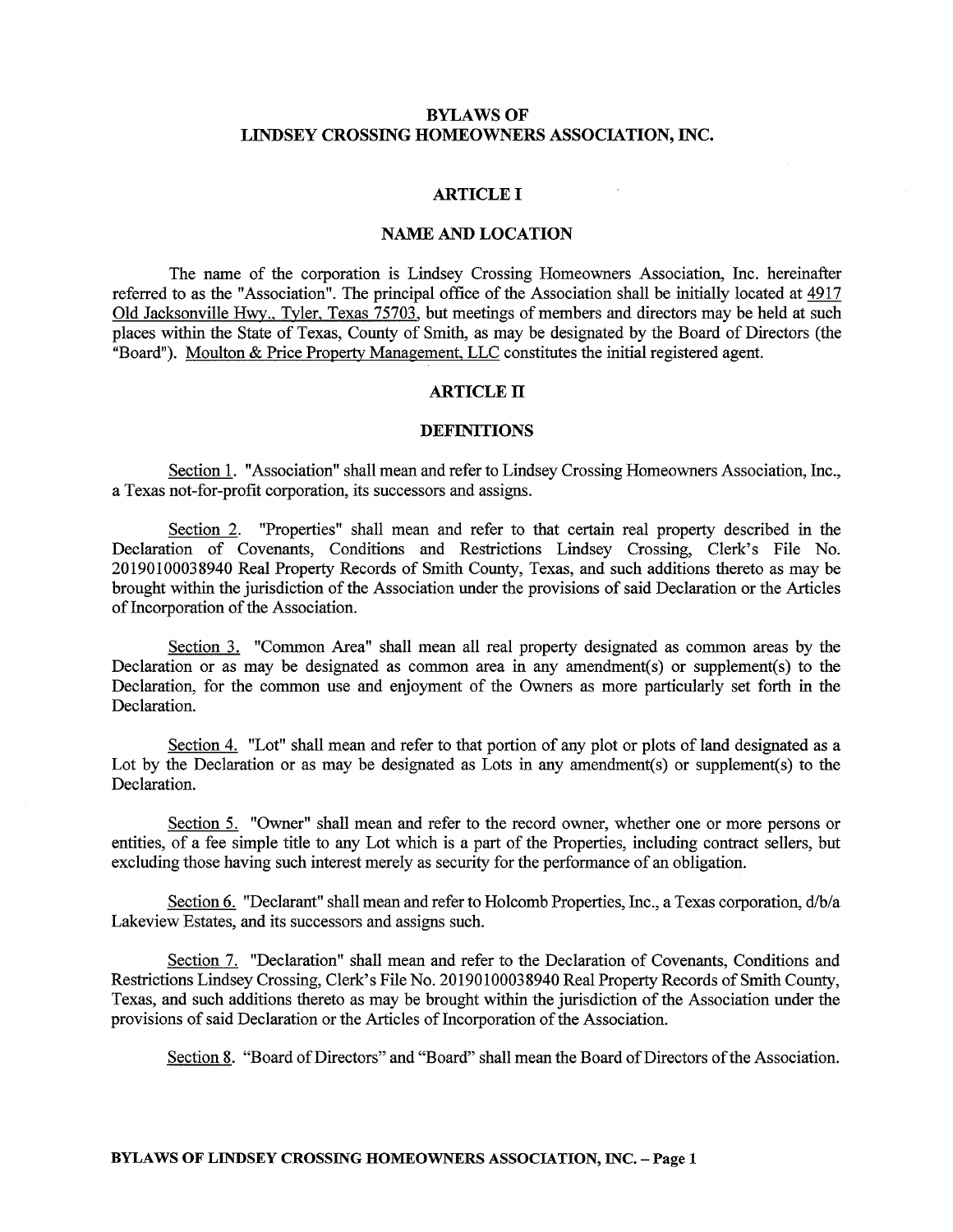# BYLAWS OF LINDSEY CROSSING HOMEOWNERS ASSOCIATION, INC.

## ARTICLE I

## NAME AND LOCATION

The name of the corporation is Lindsey Crossing Homeowners Association, Inc. hereinafter referred to as the "Association". The principal office of the Association shall be initially located at 4917 Old Jacksonville Hwy., Tyler, Texas 75703, but meetings of members and directors may be held at such places within the State of Texas, County of Smith, as may be designated by the Board of Directors (the "Board"). Moulton & Price Property Management, LLC constitutes the initial registered agent.

## ARTICLE II

## DEFINITIONS

Section 1. "Association" shall mean and refer to Lindsey Crossing Homeowners Association, Inc., a Texas not-for-profit corporation, its successors and assigns.

Section 2. "Properties" shall mean and refer to that certain real property described in the Declaration of Covenants, Conditions and Restrictions Lindsey Crossing, Clerk's File No. 20190100038940 Real Property Records of Smith County, Texas, and such additions thereto as may be brought within the jurisdiction of the Association under the provisions of said Declaration or the Articles of Incorporation of the Association.

Section 3. "Common Area" shall mean all real property designated as common areas by the Declaration or as may be designated as common area in any amendment(s) or supplement(s) to the Declaration, for the common use and enjoyment of the Owners as more particularly set forth in the Declaration.

Section 4. "Lot" shall mean and refer to that portion of any plot or plots of land designated as a Lot by the Declaration or as may be designated as Lots in any amendment(s) or supplement(s) to the Declaration.

Section 5. "Owner" shall mean and refer to the record owner, whether one or more persons or entities, of a fee simple title to any Lot which is a part of the Properties, including contract sellers, but excluding those having such interest merely as security for the performance of an obligation.

Section 6. "Declarant" shall mean and refer to Holcomb Properties, Inc., a Texas corporation, d/b/a Lakeview Estates, and its successors and assigns such.

Section 7. "Declaration" shall mean and refer to the Declaration of Covenants, Conditions and Restrictions Lindsey Crossing, Clerk's File No. 20190100038940 Real Property Records of Smith County, Texas, and such additions thereto as may be brought within the jurisdiction of the Association under the provisions of said Declaration or the Articles of Incorporation of the Association.

Section 8. "Board of Directors" and "Board" shall mean the Board of Directors of the Association.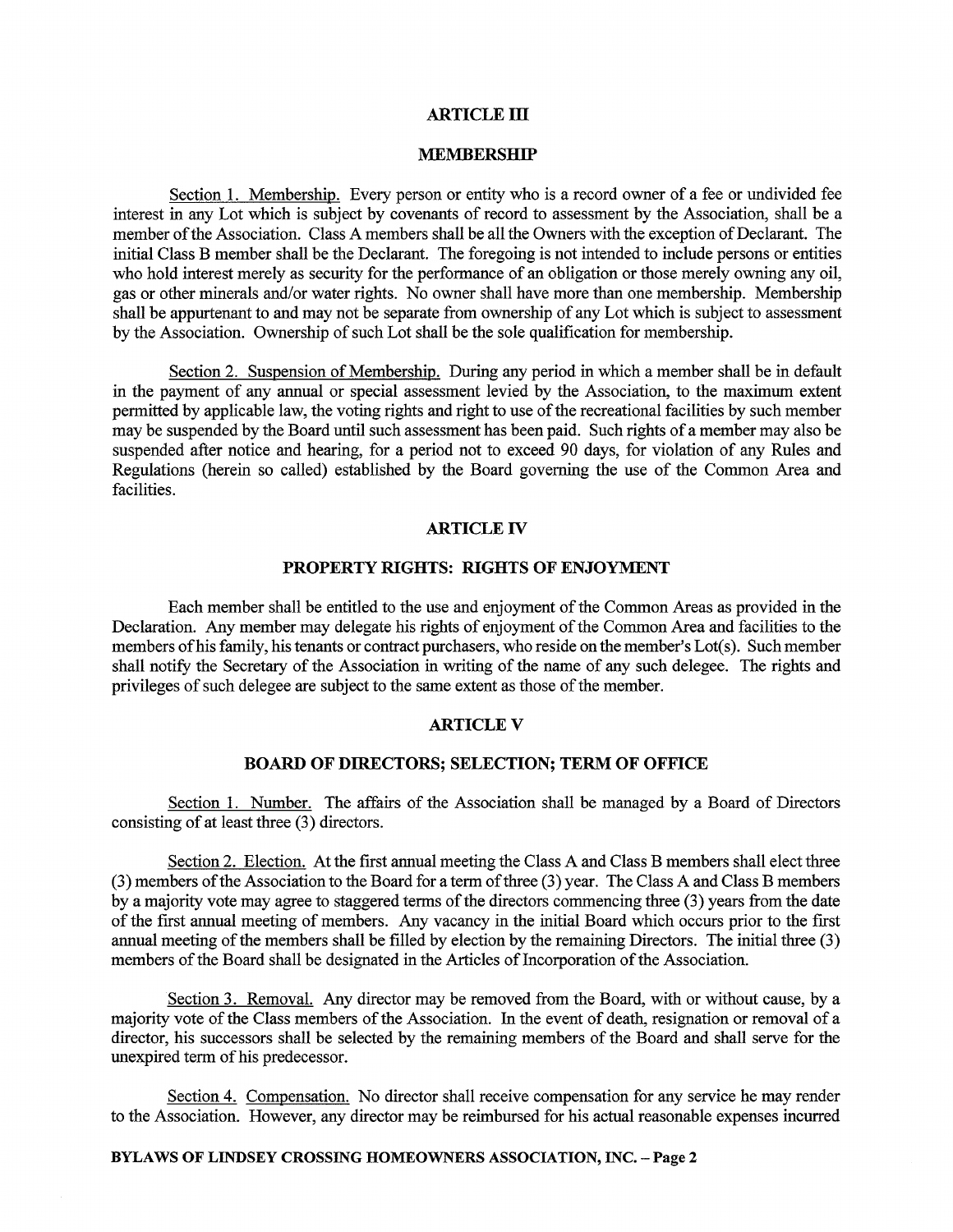## ARTICLE III

## MEMBERSHIP

Section 1. Membership. Every person or entity who is a record owner of a fee or undivided fee interest in any Lot which is subject by covenants of record to assessment by the Association, shall be a member of the Association. Class A members shall be all the Owners with the exception of Declarant. The initial Class B member shall be the Declarant. The foregoing is not intended to include persons or entities who hold interest merely as security for the performance of an obligation or those merely owning any oil, gas or other minerals and/or water rights. No owner shall have more than one membership. Membership shall be appurtenant to and may not be separate from ownership of any Lot which is subject to assessment by the Association. Ownership of such Lot shall be the sole qualification for membership.

Section 2. Suspension of Membership. During any period in which a member shall be in default in the payment of any annual or special assessment levied by the Association, to the maximum extent permitted by applicable law, the voting rights and right to use of the recreational facilities by such member may be suspended by the Board until such assessment has been paid. Such rights of a member may also be suspended after notice and hearing, for a period not to exceed 90 days, for violation of any Rules and Regulations (herein so called) established by the Board governing the use of the Common Area and facilities.

## ARTICLE IV

## PROPERTY RIGHTS: RIGHTS OF ENJOYMENT

Each member shall be entitled to the use and enjoyment of the Common Areas as provided in the Declaration. Any member may delegate his rights of enjoyment of the Common Area and facilities to the members of his family, his tenants or contract purchasers, who reside on the member's Lot(s). Such member shall notify the Secretary of the Association in writing of the name of any such delegee. The rights and privileges of such delegee are subject to the same extent as those of the member.

## ARTICLE V

## BOARD OF DIRECTORS; SELECTION; TERM OF OFFICE

Section 1. Number. The affairs of the Association shall be managed by a Board of Directors consisting of at least three (3) directors.

Section 2. Election. At the first annual meeting the Class A and Class B members shall elect three (3) members of the Association to the Board for a term of three (3) year. The Class A and Class B members by a majority vote may agree to staggered terms of the directors commencing three (3) years from the date of the first annual meeting of members. Any vacancy in the initial Board which occurs prior to the first annual meeting of the members shall be filled by election by the remaining Directors. The initial three (3) members of the Board shall be designated in the Articles of Incorporation of the Association.

Section 3. Removal. Any director may be removed from the Board, with or without cause, by a majority vote of the Class members of the Association. In the event of death, resignation or removal of a director, his successors shall be selected by the remaining members of the Board and shall serve for the unexpired term of his predecessor.

Section 4. Compensation. No director shall receive compensation for any service he may render to the Association. However, any director may be reimbursed for his actual reasonable expenses incurred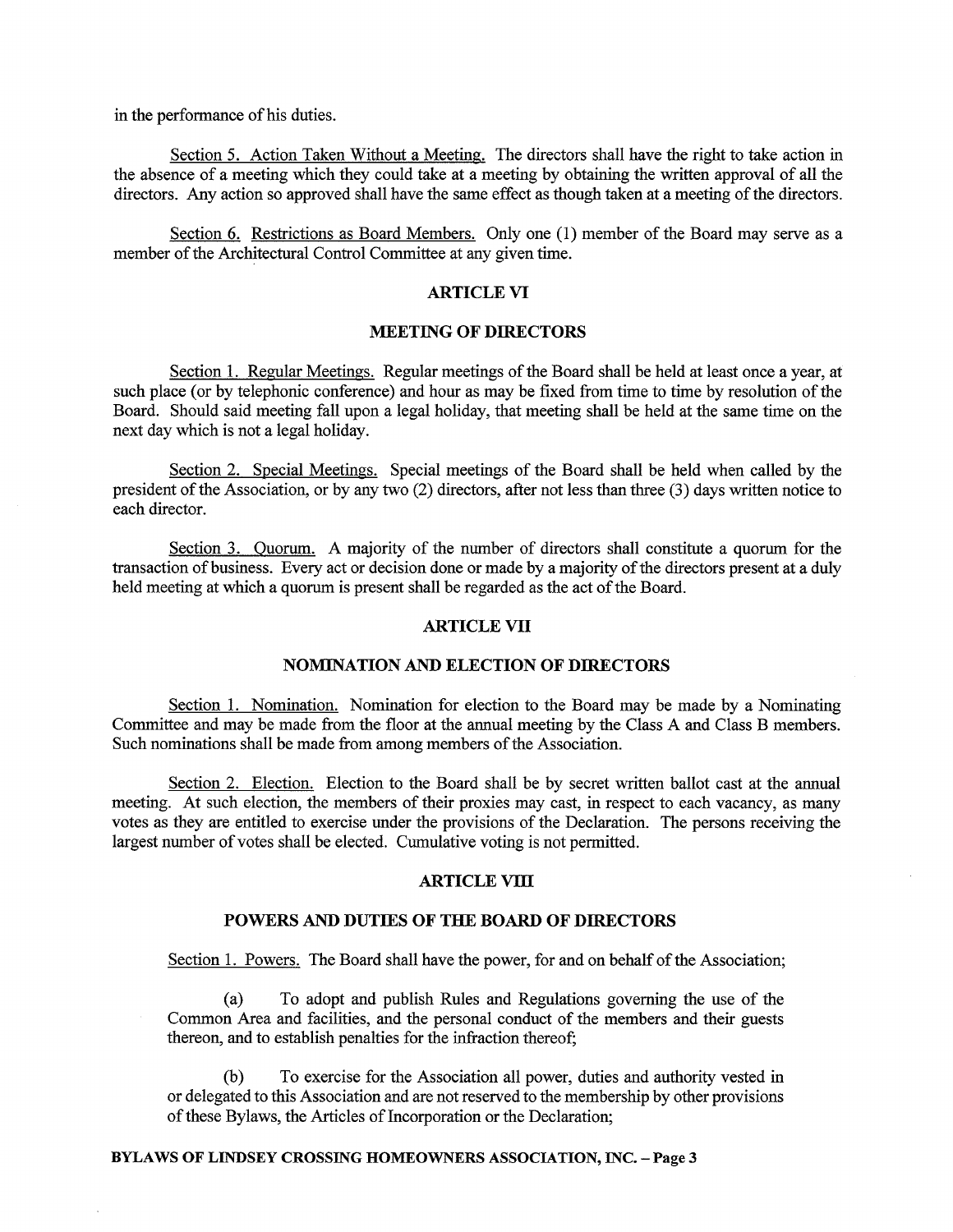in the performance of his duties.

Section 5. Action Taken Without a Meeting. The directors shall have the right to take action in the absence of a meeting which they could take at a meeting by obtaining the written approval of all the directors. Any action so approved shall have the same effect as though taken at a meeting of the directors.

Section 6. Restrictions as Board Members. Only one (1) member of the Board may serve as a member of the Architectural Control Committee at any given time.

## ARTICLE VI

## MEETING OF DIRECTORS

Section 1. Regular Meetings. Regular meetings of the Board shall be held at least once a year, at such place (or by telephonic conference) and hour as may be fixed from time to time by resolution of the Board. Should said meeting fall upon a legal holiday, that meeting shall be held at the same time on the next day which is not a legal holiday.

Section 2. Special Meetings. Special meetings of the Board shall be held when called by the president of the Association, or by any two (2) directors, after not less than three (3) days written notice to each director.

Section 3. Quorum. A majority of the number of directors shall constitute a quorum for the transaction of business. Every act or decision done or made by a majority of the directors present at a duly held meeting at which a quorum is present shall be regarded as the act of the Board.

## ARTICLE VII

## NOMINATION AND ELECTION OF DIRECTORS

Section 1. Nomination. Nomination for election to the Board may be made by a Nominating Committee and may be made from the floor at the annual meeting by the Class A and Class B members. Such nominations shall be made from among members of the Association.

Section 2. Election. Election to the Board shall be by secret written ballot cast at the annual meeting. At such election, the members of their proxies may cast, in respect to each vacancy, as many votes as they are entitled to exercise under the provisions of the Declaration. The persons receiving the largest number of votes shall be elected. Cumulative voting is not permitted.

## ARTICLE VIII

## POWERS AND DUTIES OF THE BOARD OF DIRECTORS

Section 1. Powers. The Board shall have the power, for and on behalf of the Association;

(a) To adopt and publish Rules and Regulations governing the use of the Common Area and facilities, and the personal conduct of the members and their guests thereon, and to establish penalties for the infraction thereof;

(b) To exercise for the Association all power, duties and authority vested in or delegated to this Association and are not reserved to the membership by other provisions of these Bylaws, the Articles of Incorporation or the Declaration;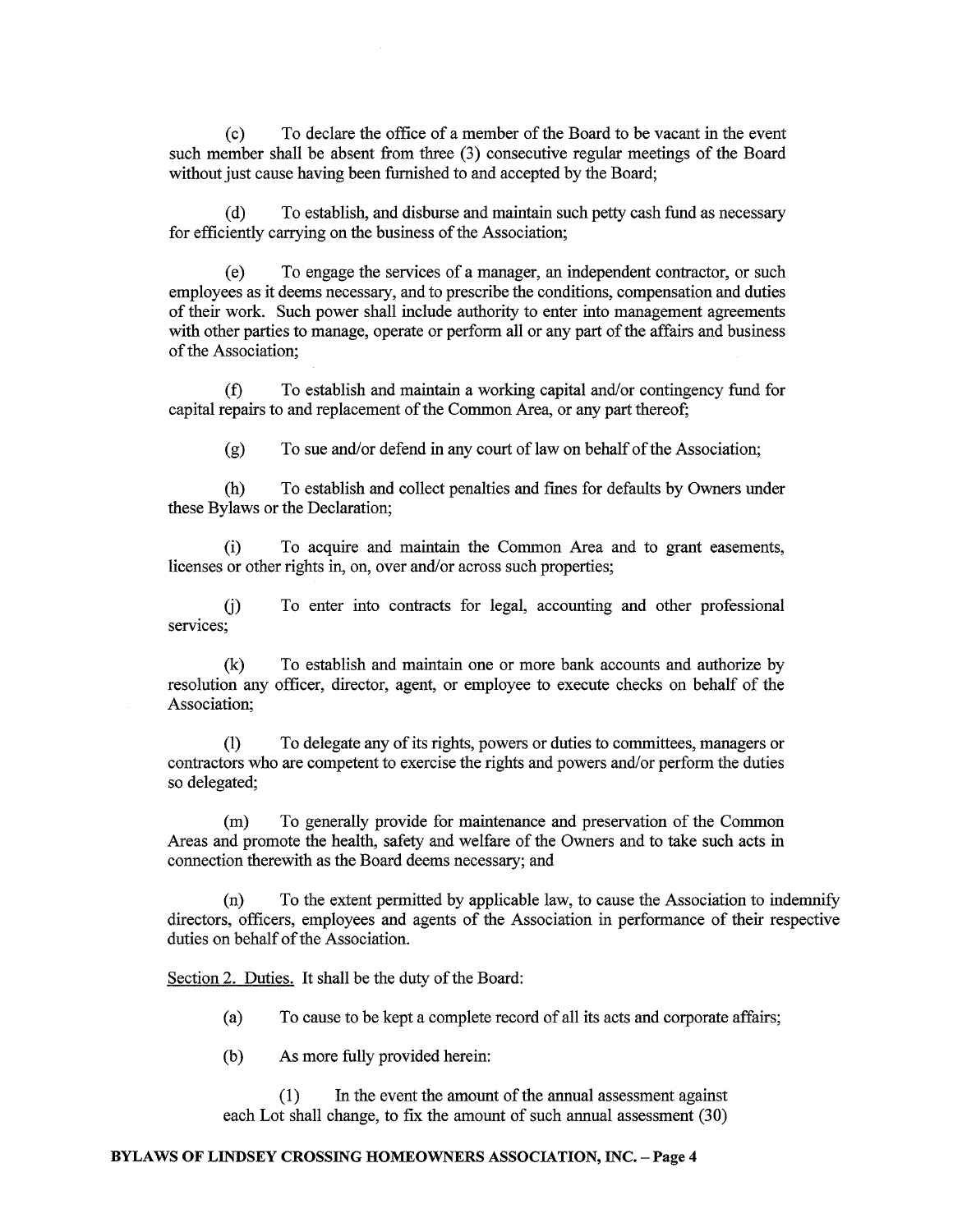(c) To declare the office of a member of the Board to be vacant in the event such member shall be absent from three (3) consecutive regular meetings of the Board without just cause having been furnished to and accepted by the Board;

(d) To establish, and disburse and maintain such petty cash fund as necessary for efficiently carrying on the business of the Association;

(e) To engage the services of a manager, an independent contractor, or such employees as it deems necessary, and to prescribe the conditions, compensation and duties of their work. Such power shall include authority to enter into management agreements with other parties to manage, operate or perform all or any part of the affairs and business of the Association;

(f) To establish and maintain a working capital and/or contingency fund for capital repairs to and replacement of the Common Area, or any part thereof;

(g) To sue and/or defend in any court of law on behalf of the Association;

(h) To establish and collect penalties and fines for defaults by Owners under these Bylaws or the Declaration;

(i) To acquire and maintain the Common Area and to grant easements, licenses or other rights in, on, over and/or across such properties;

(j) To enter into contracts for legal, accounting and other professional services;

(k) To establish and maintain one or more bank accounts and authorize by resolution any officer, director, agent, or employee to execute checks on behalf of the Association;

(l) To delegate any of its rights, powers or duties to committees, managers or contractors who are competent to exercise the rights and powers and/or perform the duties so delegated;

(m) To generally provide for maintenance and preservation of the Common Areas and promote the health, safety and welfare of the Owners and to take such acts in connection therewith as the Board deems necessary; and

(n) To the extent permitted by applicable law, to cause the Association to indemnify directors, officers, employees and agents of the Association in performance of their respective duties on behalf of the Association.

Section 2. Duties. It shall be the duty of the Board:

(a) To cause to be kept a complete record of all its acts and corporate affairs;

(b) As more fully provided herein:

(1) In the event the amount of the annual assessment against each Lot shall change, to fix the amount of such annual assessment (30)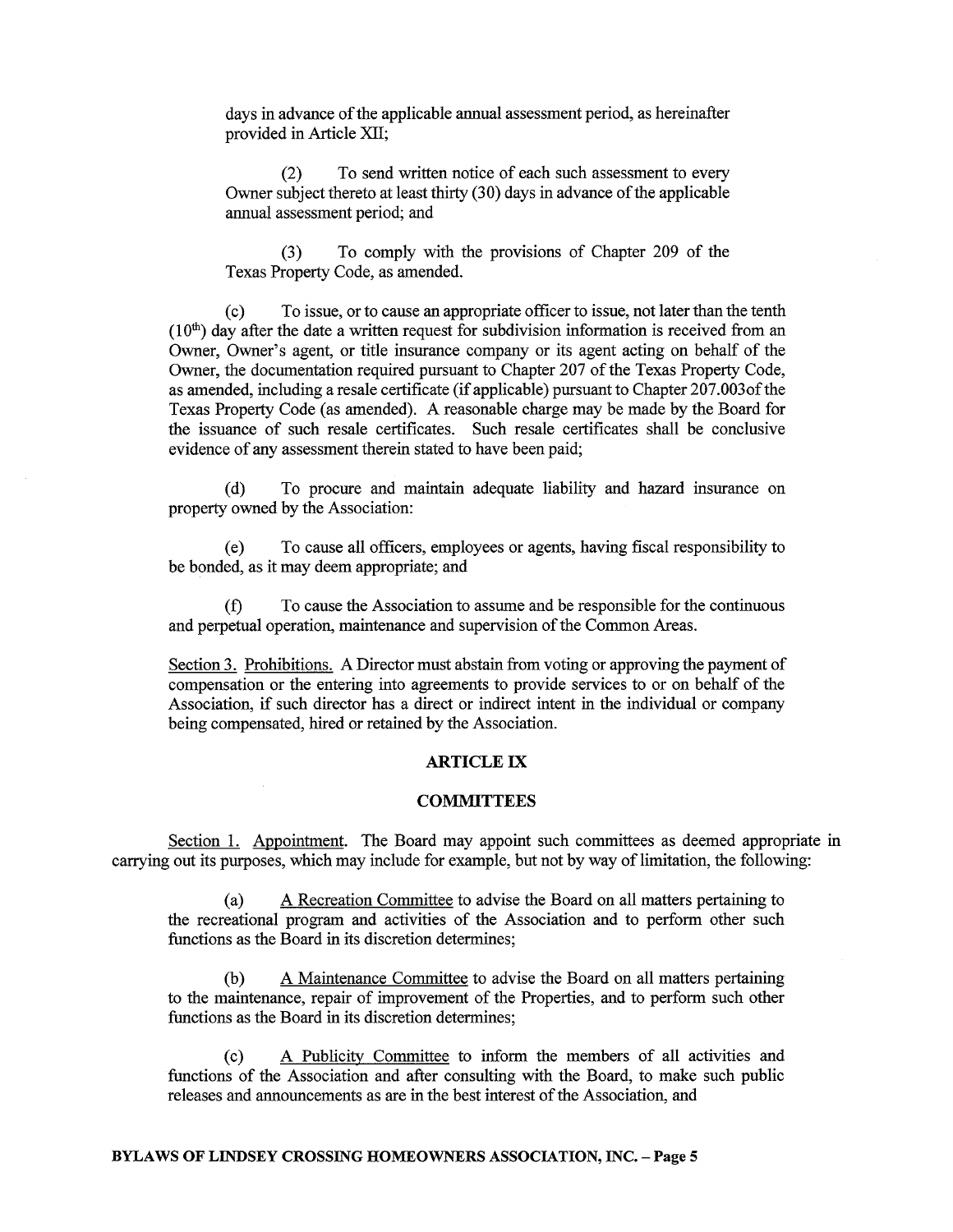days in advance of the applicable annual assessment period, as hereinafter provided in Article XII;

(2) To send written notice of each such assessment to every Owner subject thereto at least thirty (30) days in advance of the applicable annual assessment period; and

(3) To comply with the provisions of Chapter 209 of the Texas Property Code, as amended.

(c) To issue, or to cause an appropriate officer to issue, not later than the tenth ($10^{th}$) day after the date a written request for subdivision information is received from an Owner, Owner's agent, or title insurance company or its agent acting on behalf of the Owner, the documentation required pursuant to Chapter 207 of the Texas Property Code, as amended, including a resale certificate (if applicable) pursuant to Chapter 207.003of the Texas Property Code (as amended). A reasonable charge may be made by the Board for the issuance of such resale certificates. Such resale certificates shall be conclusive evidence of any assessment therein stated to have been paid;

(d) To procure and maintain adequate liability and hazard insurance on property owned by the Association:

(e) To cause all officers, employees or agents, having fiscal responsibility to be bonded, as it may deem appropriate; and

(f) To cause the Association to assume and be responsible for the continuous and perpetual operation, maintenance and supervision of the Common Areas.

Section 3. Prohibitions. A Director must abstain from voting or approving the payment of compensation or the entering into agreements to provide services to or on behalf of the Association, if such director has a direct or indirect intent in the individual or company being compensated, hired or retained by the Association.

## ARTICLE IX

## COMMITTEES

Section 1. Appointment. The Board may appoint such committees as deemed appropriate in carrying out its purposes, which may include for example, but not by way of limitation, the following:

(a) A Recreation Committee to advise the Board on all matters pertaining to the recreational program and activities of the Association and to perform other such functions as the Board in its discretion determines;

(b) A Maintenance Committee to advise the Board on all matters pertaining to the maintenance, repair of improvement of the Properties, and to perform such other functions as the Board in its discretion determines;

(c) A Publicity Committee to inform the members of all activities and functions of the Association and after consulting with the Board, to make such public releases and announcements as are in the best interest of the Association, and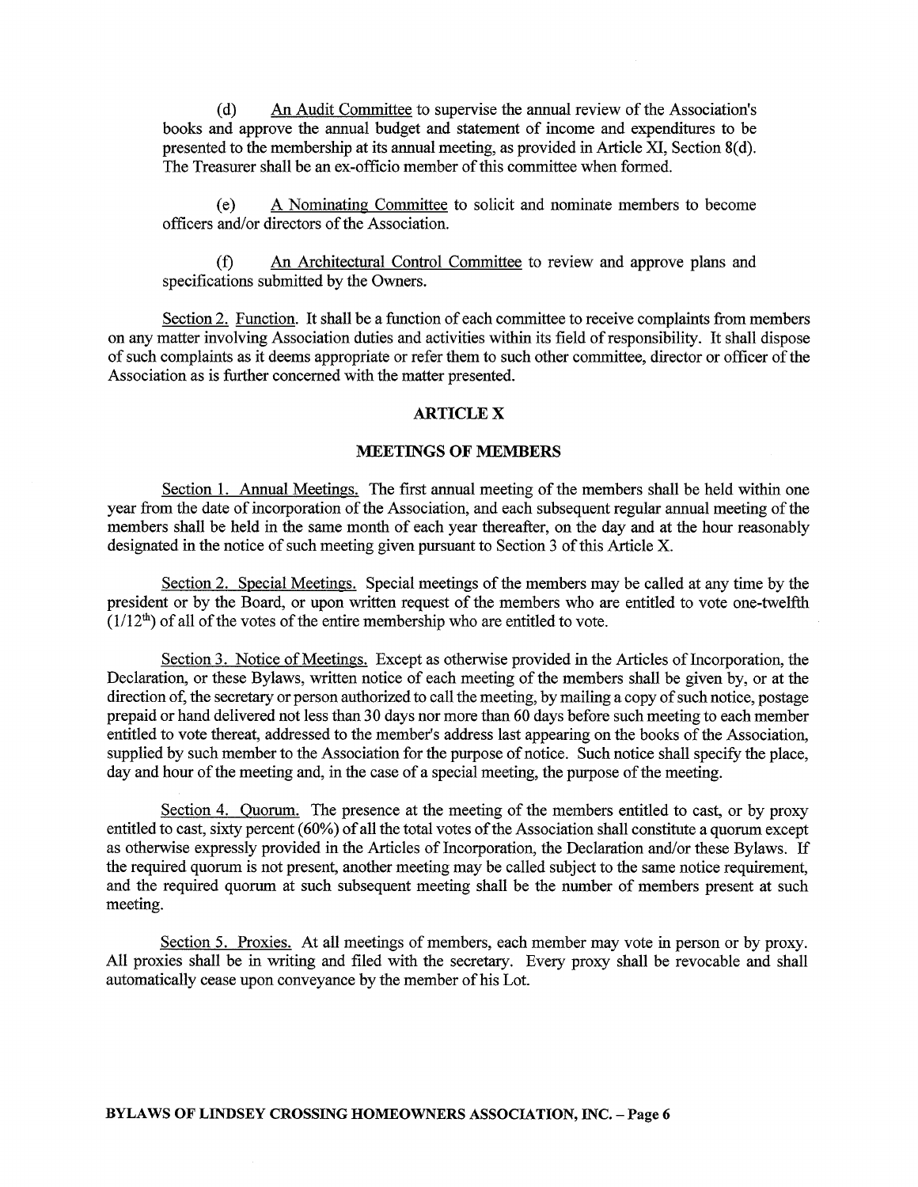(d) An Audit Committee to supervise the annual review of the Association's books and approve the annual budget and statement of income and expenditures to be presented to the membership at its annual meeting, as provided in Article XI, Section 8(d). The Treasurer shall be an ex-officio member of this committee when formed.

(e) A Nominating Committee to solicit and nominate members to become officers and/or directors of the Association.

(f) An Architectural Control Committee to review and approve plans and specifications submitted by the Owners.

Section 2. Function. It shall be a function of each committee to receive complaints from members on any matter involving Association duties and activities within its field of responsibility. It shall dispose of such complaints as it deems appropriate or refer them to such other committee, director or officer of the Association as is further concerned with the matter presented.

## ARTICLE X

## MEETINGS OF MEMBERS

Section 1. Annual Meetings. The first annual meeting of the members shall be held within one year from the date of incorporation of the Association, and each subsequent regular annual meeting of the members shall be held in the same month of each year thereafter, on the day and at the hour reasonably designated in the notice of such meeting given pursuant to Section 3 of this Article X.

Section 2. Special Meetings. Special meetings of the members may be called at any time by the president or by the Board, or upon written request of the members who are entitled to vote one-twelfth (1/12th) of all of the votes of the entire membership who are entitled to vote.

Section 3. Notice of Meetings. Except as otherwise provided in the Articles of Incorporation, the Declaration, or these Bylaws, written notice of each meeting of the members shall be given by, or at the direction of, the secretary or person authorized to call the meeting, by mailing a copy of such notice, postage prepaid or hand delivered not less than 30 days nor more than 60 days before such meeting to each member entitled to vote thereat, addressed to the member's address last appearing on the books of the Association, supplied by such member to the Association for the purpose of notice. Such notice shall specify the place, day and hour of the meeting and, in the case of a special meeting, the purpose of the meeting.

Section 4. Quorum. The presence at the meeting of the members entitled to cast, or by proxy entitled to cast, sixty percent (60%) of all the total votes of the Association shall constitute a quorum except as otherwise expressly provided in the Articles of Incorporation, the Declaration and/or these Bylaws. If the required quorum is not present, another meeting may be called subject to the same notice requirement, and the required quorum at such subsequent meeting shall be the number of members present at such meeting.

Section 5. Proxies. At all meetings of members, each member may vote in person or by proxy. All proxies shall be in writing and filed with the secretary. Every proxy shall be revocable and shall automatically cease upon conveyance by the member of his Lot.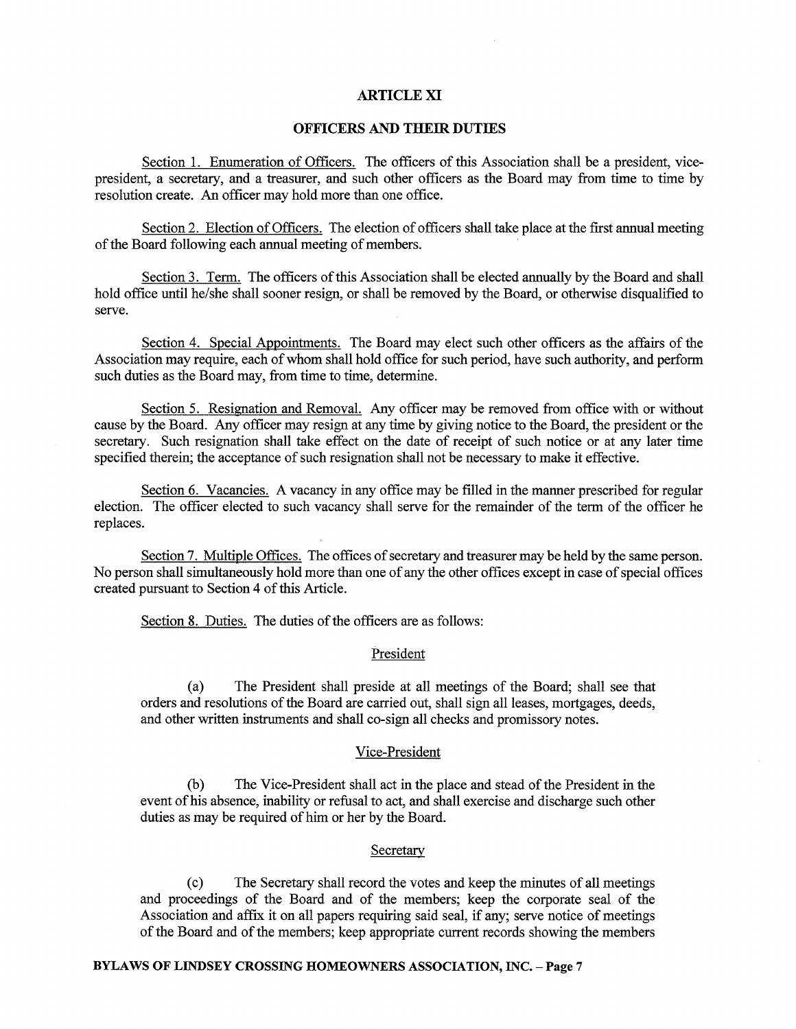## ARTICLE XI

## OFFICERS AND THEIR DUTIES

Section 1. Enumeration of Officers. The officers of this Association shall be a president, vice-president, a secretary, and a treasurer, and such other officers as the Board may from time to time by resolution create. An officer may hold more than one office.

Section 2. Election of Officers. The election of officers shall take place at the first annual meeting of the Board following each annual meeting of members.

Section 3. Term. The officers of this Association shall be elected annually by the Board and shall hold office until he/she shall sooner resign, or shall be removed by the Board, or otherwise disqualified to serve.

Section 4. Special Appointments. The Board may elect such other officers as the affairs of the Association may require, each of whom shall hold office for such period, have such authority, and perform such duties as the Board may, from time to time, determine.

Section 5. Resignation and Removal. Any officer may be removed from office with or without cause by the Board. Any officer may resign at any time by giving notice to the Board, the president or the secretary. Such resignation shall take effect on the date of receipt of such notice or at any later time specified therein; the acceptance of such resignation shall not be necessary to make it effective.

Section 6. Vacancies. A vacancy in any office may be filled in the manner prescribed for regular election. The officer elected to such vacancy shall serve for the remainder of the term of the officer he replaces.

Section 7. Multiple Offices. The offices of secretary and treasurer may be held by the same person. No person shall simultaneously hold more than one of any the other offices except in case of special offices created pursuant to Section 4 of this Article.

Section 8. Duties. The duties of the officers are as follows:

President

(a) The President shall preside at all meetings of the Board; shall see that orders and resolutions of the Board are carried out, shall sign all leases, mortgages, deeds, and other written instruments and shall co-sign all checks and promissory notes.

Vice-President

(b) The Vice-President shall act in the place and stead of the President in the event of his absence, inability or refusal to act, and shall exercise and discharge such other duties as may be required of him or her by the Board.

Secretary

(c) The Secretary shall record the votes and keep the minutes of all meetings and proceedings of the Board and of the members; keep the corporate seal of the Association and affix it on all papers requiring said seal, if any; serve notice of meetings of the Board and of the members; keep appropriate current records showing the members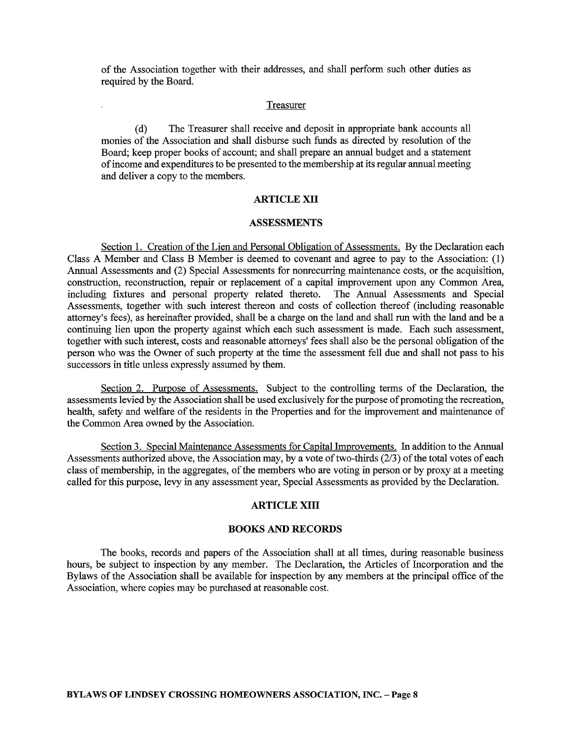of the Association together with their addresses, and shall perform such other duties as required by the Board.

Treasurer

(d) The Treasurer shall receive and deposit in appropriate bank accounts all monies of the Association and shall disburse such funds as directed by resolution of the Board; keep proper books of account; and shall prepare an annual budget and a statement of income and expenditures to be presented to the membership at its regular annual meeting and deliver a copy to the members.

## ARTICLE XII

## ASSESSMENTS

Section 1. Creation of the Lien and Personal Obligation of Assessments. By the Declaration each Class A Member and Class B Member is deemed to covenant and agree to pay to the Association: (1) Annual Assessments and (2) Special Assessments for nonrecurring maintenance costs, or the acquisition, construction, reconstruction, repair or replacement of a capital improvement upon any Common Area, including fixtures and personal property related thereto. The Annual Assessments and Special Assessments, together with such interest thereon and costs of collection thereof (including reasonable attorney's fees), as hereinafter provided, shall be a charge on the land and shall run with the land and be a continuing lien upon the property against which each such assessment is made. Each such assessment, together with such interest, costs and reasonable attorneys' fees shall also be the personal obligation of the person who was the Owner of such property at the time the assessment fell due and shall not pass to his successors in title unless expressly assumed by them.

Section 2. Purpose of Assessments. Subject to the controlling terms of the Declaration, the assessments levied by the Association shall be used exclusively for the purpose of promoting the recreation, health, safety and welfare of the residents in the Properties and for the improvement and maintenance of the Common Area owned by the Association.

Section 3. Special Maintenance Assessments for Capital Improvements. In addition to the Annual Assessments authorized above, the Association may, by a vote of two-thirds (2/3) of the total votes of each class of membership, in the aggregates, of the members who are voting in person or by proxy at a meeting called for this purpose, levy in any assessment year, Special Assessments as provided by the Declaration.

## ARTICLE XIII

## BOOKS AND RECORDS

The books, records and papers of the Association shall at all times, during reasonable business hours, be subject to inspection by any member. The Declaration, the Articles of Incorporation and the Bylaws of the Association shall be available for inspection by any members at the principal office of the Association, where copies may be purchased at reasonable cost.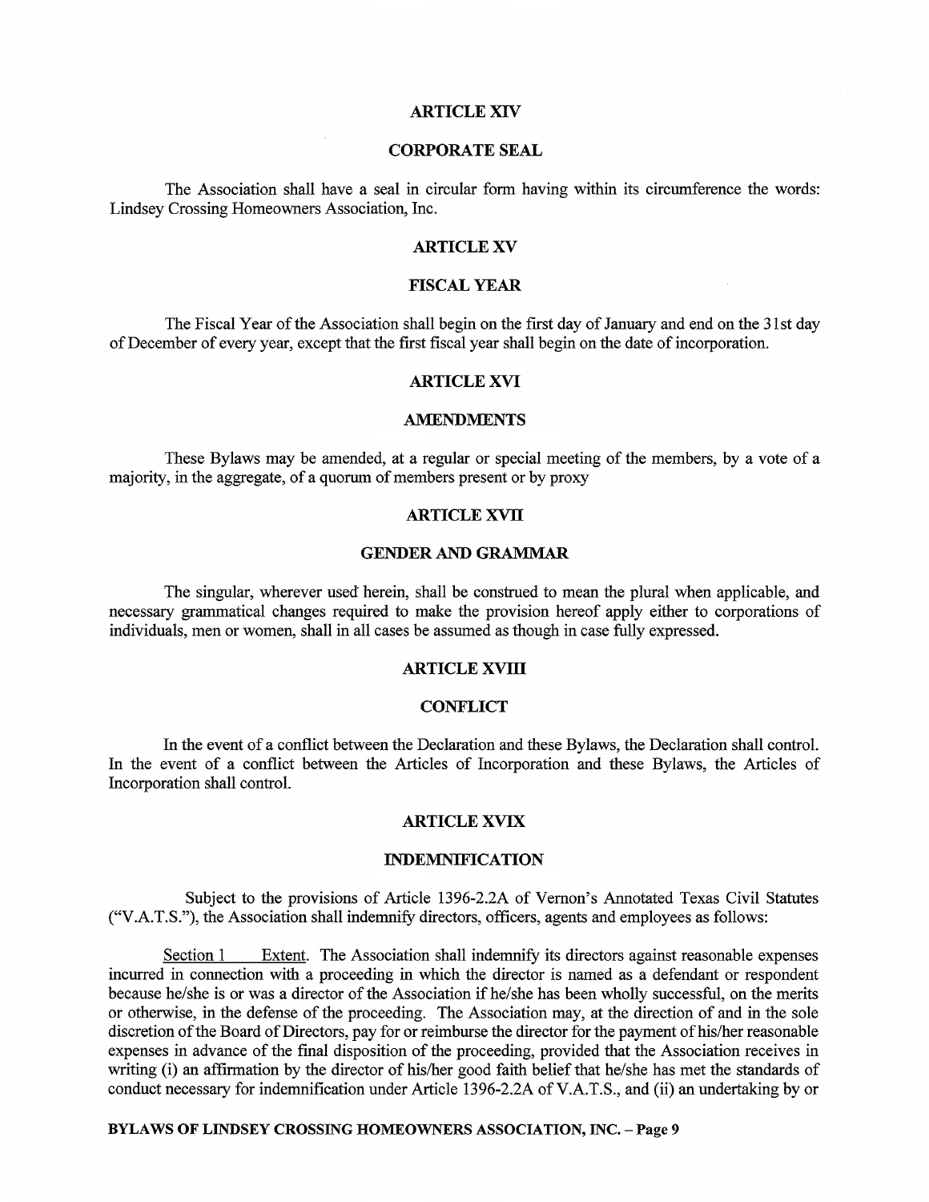## ARTICLE XIV

## CORPORATE SEAL

The Association shall have a seal in circular form having within its circumference the words: Lindsey Crossing Homeowners Association, Inc.

## ARTICLE XV

## FISCAL YEAR

The Fiscal Year of the Association shall begin on the first day of January and end on the 31st day of December of every year, except that the first fiscal year shall begin on the date of incorporation.

## ARTICLE XVI

## AMENDMENTS

These Bylaws may be amended, at a regular or special meeting of the members, by a vote of a majority, in the aggregate, of a quorum of members present or by proxy

## ARTICLE XVII

## GENDER AND GRAMMAR

The singular, wherever used herein, shall be construed to mean the plural when applicable, and necessary grammatical changes required to make the provision hereof apply either to corporations of individuals, men or women, shall in all cases be assumed as though in case fully expressed.

## ARTICLE XVIII

## CONFLICT

In the event of a conflict between the Declaration and these Bylaws, the Declaration shall control. In the event of a conflict between the Articles of Incorporation and these Bylaws, the Articles of Incorporation shall control.

## ARTICLE XVIX

## INDEMNIFICATION

Subject to the provisions of Article 1396-2.2A of Vernon's Annotated Texas Civil Statutes ("V.A.T.S."), the Association shall indemnify directors, officers, agents and employees as follows:

Section 1 Extent. The Association shall indemnify its directors against reasonable expenses incurred in connection with a proceeding in which the director is named as a defendant or respondent because he/she is or was a director of the Association if he/she has been wholly successful, on the merits or otherwise, in the defense of the proceeding. The Association may, at the direction of and in the sole discretion of the Board of Directors, pay for or reimburse the director for the payment of his/her reasonable expenses in advance of the final disposition of the proceeding, provided that the Association receives in writing (i) an affirmation by the director of his/her good faith belief that he/she has met the standards of conduct necessary for indemnification under Article 1396-2.2A of V.A.T.S., and (ii) an undertaking by or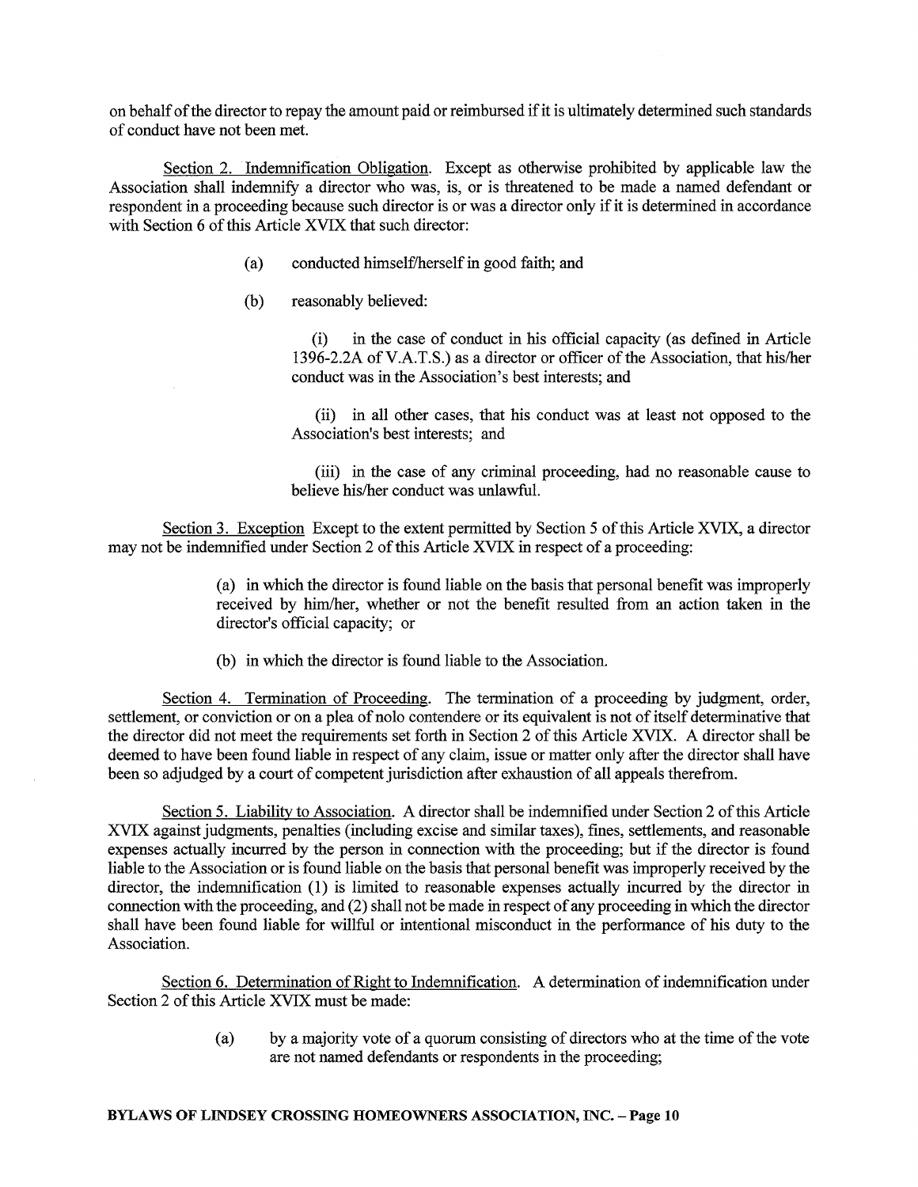on behalf of the director to repay the amount paid or reimbursed if it is ultimately determined such standards of conduct have not been met.

Section 2. Indemnification Obligation. Except as otherwise prohibited by applicable law the Association shall indemnify a director who was, is, or is threatened to be made a named defendant or respondent in a proceeding because such director is or was a director only if it is determined in accordance with Section 6 of this Article XVIX that such director:

> (a) conducted himself/herself in good faith; and
>
> (b) reasonably believed:
>
> > (i) in the case of conduct in his official capacity (as defined in Article 1396-2.2A of V.A.T.S.) as a director or officer of the Association, that his/her conduct was in the Association's best interests; and
> >
> > (ii) in all other cases, that his conduct was at least not opposed to the Association's best interests; and
> >
> > (iii) in the case of any criminal proceeding, had no reasonable cause to believe his/her conduct was unlawful.

Section 3. Exception Except to the extent permitted by Section 5 of this Article XVIX, a director may not be indemnified under Section 2 of this Article XVIX in respect of a proceeding:

> (a) in which the director is found liable on the basis that personal benefit was improperly received by him/her, whether or not the benefit resulted from an action taken in the director's official capacity; or
>
> (b) in which the director is found liable to the Association.

Section 4. Termination of Proceeding. The termination of a proceeding by judgment, order, settlement, or conviction or on a plea of nolo contendere or its equivalent is not of itself determinative that the director did not meet the requirements set forth in Section 2 of this Article XVIX. A director shall be deemed to have been found liable in respect of any claim, issue or matter only after the director shall have been so adjudged by a court of competent jurisdiction after exhaustion of all appeals therefrom.

Section 5. Liability to Association. A director shall be indemnified under Section 2 of this Article XVIX against judgments, penalties (including excise and similar taxes), fines, settlements, and reasonable expenses actually incurred by the person in connection with the proceeding; but if the director is found liable to the Association or is found liable on the basis that personal benefit was improperly received by the director, the indemnification (1) is limited to reasonable expenses actually incurred by the director in connection with the proceeding, and (2) shall not be made in respect of any proceeding in which the director shall have been found liable for willful or intentional misconduct in the performance of his duty to the Association.

Section 6. Determination of Right to Indemnification. A determination of indemnification under Section 2 of this Article XVIX must be made:

> (a) by a majority vote of a quorum consisting of directors who at the time of the vote are not named defendants or respondents in the proceeding;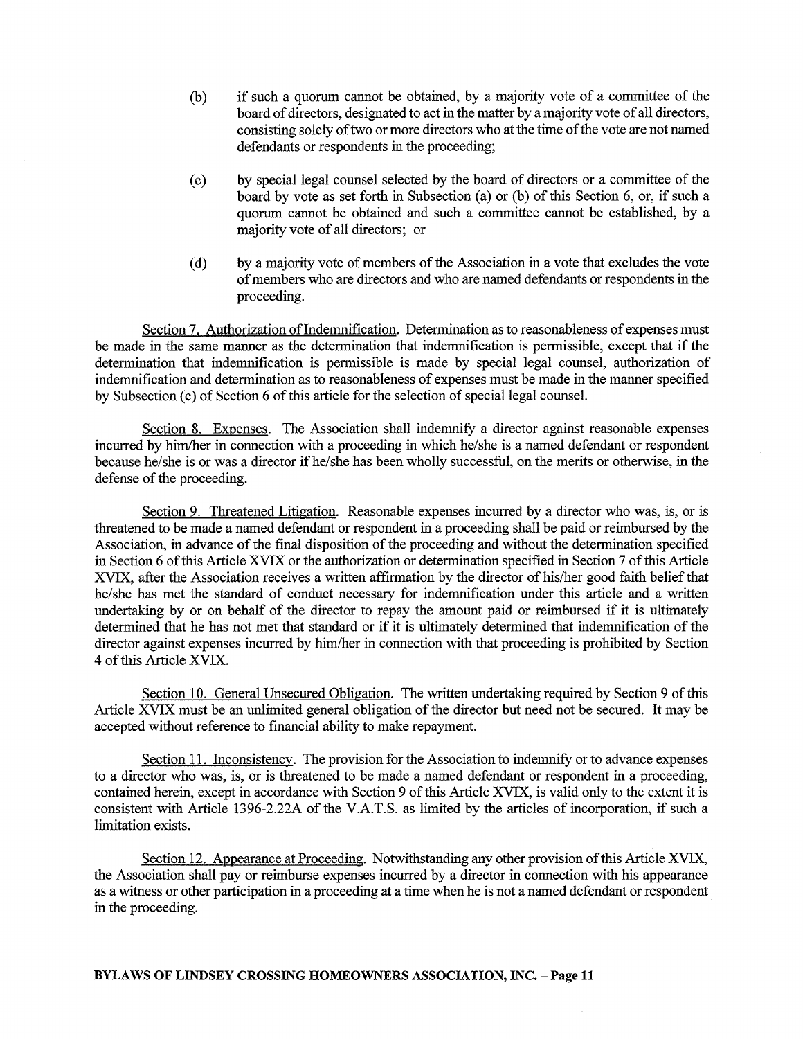(b) if such a quorum cannot be obtained, by a majority vote of a committee of the board of directors, designated to act in the matter by a majority vote of all directors, consisting solely of two or more directors who at the time of the vote are not named defendants or respondents in the proceeding;

(c) by special legal counsel selected by the board of directors or a committee of the board by vote as set forth in Subsection (a) or (b) of this Section 6, or, if such a quorum cannot be obtained and such a committee cannot be established, by a majority vote of all directors; or

(d) by a majority vote of members of the Association in a vote that excludes the vote of members who are directors and who are named defendants or respondents in the proceeding.

Section 7. Authorization of Indemnification. Determination as to reasonableness of expenses must be made in the same manner as the determination that indemnification is permissible, except that if the determination that indemnification is permissible is made by special legal counsel, authorization of indemnification and determination as to reasonableness of expenses must be made in the manner specified by Subsection (c) of Section 6 of this article for the selection of special legal counsel.

Section 8. Expenses. The Association shall indemnify a director against reasonable expenses incurred by him/her in connection with a proceeding in which he/she is a named defendant or respondent because he/she is or was a director if he/she has been wholly successful, on the merits or otherwise, in the defense of the proceeding.

Section 9. Threatened Litigation. Reasonable expenses incurred by a director who was, is, or is threatened to be made a named defendant or respondent in a proceeding shall be paid or reimbursed by the Association, in advance of the final disposition of the proceeding and without the determination specified in Section 6 of this Article XVIX or the authorization or determination specified in Section 7 of this Article XVIX, after the Association receives a written affirmation by the director of his/her good faith belief that he/she has met the standard of conduct necessary for indemnification under this article and a written undertaking by or on behalf of the director to repay the amount paid or reimbursed if it is ultimately determined that he has not met that standard or if it is ultimately determined that indemnification of the director against expenses incurred by him/her in connection with that proceeding is prohibited by Section 4 of this Article XVIX.

Section 10. General Unsecured Obligation. The written undertaking required by Section 9 of this Article XVIX must be an unlimited general obligation of the director but need not be secured. It may be accepted without reference to financial ability to make repayment.

Section 11. Inconsistency. The provision for the Association to indemnify or to advance expenses to a director who was, is, or is threatened to be made a named defendant or respondent in a proceeding, contained herein, except in accordance with Section 9 of this Article XVIX, is valid only to the extent it is consistent with Article 1396-2.22A of the V.A.T.S. as limited by the articles of incorporation, if such a limitation exists.

Section 12. Appearance at Proceeding. Notwithstanding any other provision of this Article XVIX, the Association shall pay or reimburse expenses incurred by a director in connection with his appearance as a witness or other participation in a proceeding at a time when he is not a named defendant or respondent in the proceeding.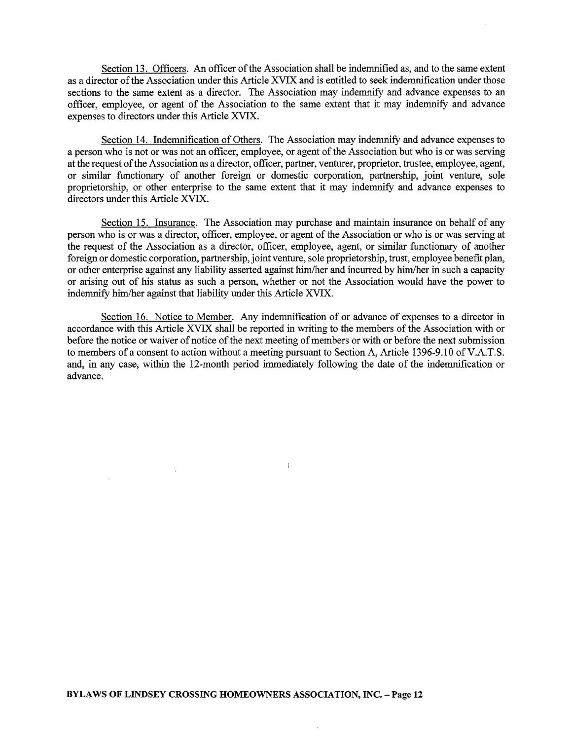Section 13. Officers. An officer of the Association shall be indemnified as, and to the same extent as a director of the Association under this Article XVIX and is entitled to seek indemnification under those sections to the same extent as a director. The Association may indemnify and advance expenses to an officer, employee, or agent of the Association to the same extent that it may indemnify and advance expenses to directors under this Article XVIX.

Section 14. Indemnification of Others. The Association may indemnify and advance expenses to a person who is not or was not an officer, employee, or agent of the Association but who is or was serving at the request of the Association as a director, officer, partner, venturer, proprietor, trustee, employee, agent, or similar functionary of another foreign or domestic corporation, partnership, joint venture, sole proprietorship, or other enterprise to the same extent that it may indemnify and advance expenses to directors under this Article XVIX.

Section 15. Insurance. The Association may purchase and maintain insurance on behalf of any person who is or was a director, officer, employee, or agent of the Association or who is or was serving at the request of the Association as a director, officer, employee, agent, or similar functionary of another foreign or domestic corporation, partnership, joint venture, sole proprietorship, trust, employee benefit plan, or other enterprise against any liability asserted against him/her and incurred by him/her in such a capacity or arising out of his status as such a person, whether or not the Association would have the power to indemnify him/her against that liability under this Article XVIX.

Section 16. Notice to Member. Any indemnification of or advance of expenses to a director in accordance with this Article XVIX shall be reported in writing to the members of the Association with or before the notice or waiver of notice of the next meeting of members or with or before the next submission to members of a consent to action without a meeting pursuant to Section A, Article 1396-9.10 of V.A.T.S. and, in any case, within the 12-month period immediately following the date of the indemnification or advance.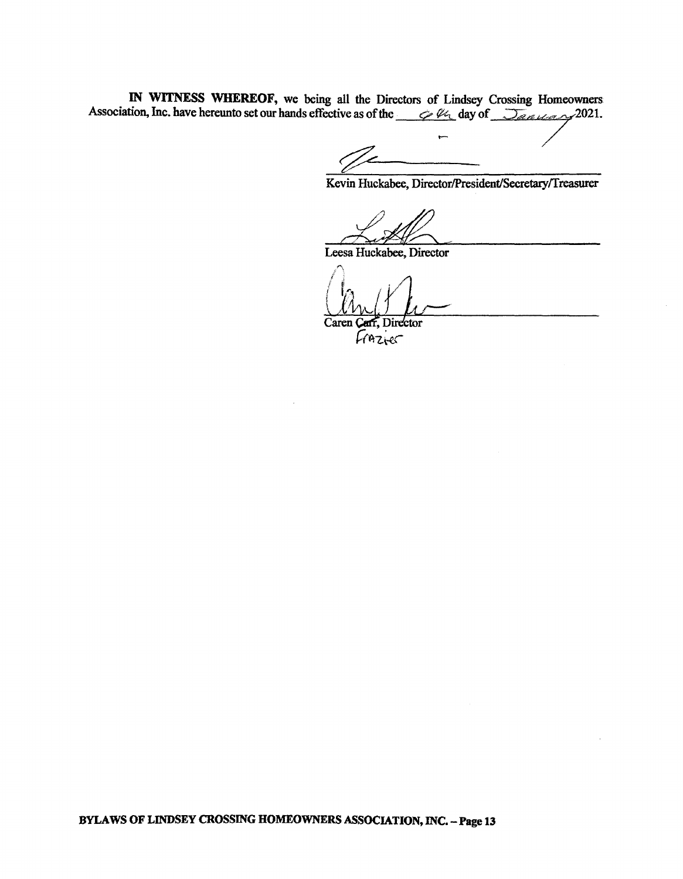**IN WITNESS WHEREOF,** we being all the Directors of Lindsey Crossing Homeowners Association, Inc. have hereunto set our hands effective as of the 9th day of January 2021.

Kevin Huckabee, Director/President/Secretary/Treasurer

Leesa Huckabee, Director

Caren ~~Carr~~ Frazier, Director

**BYLAWS OF LINDSEY CROSSING HOMEOWNERS ASSOCIATION, INC. – Page 13**